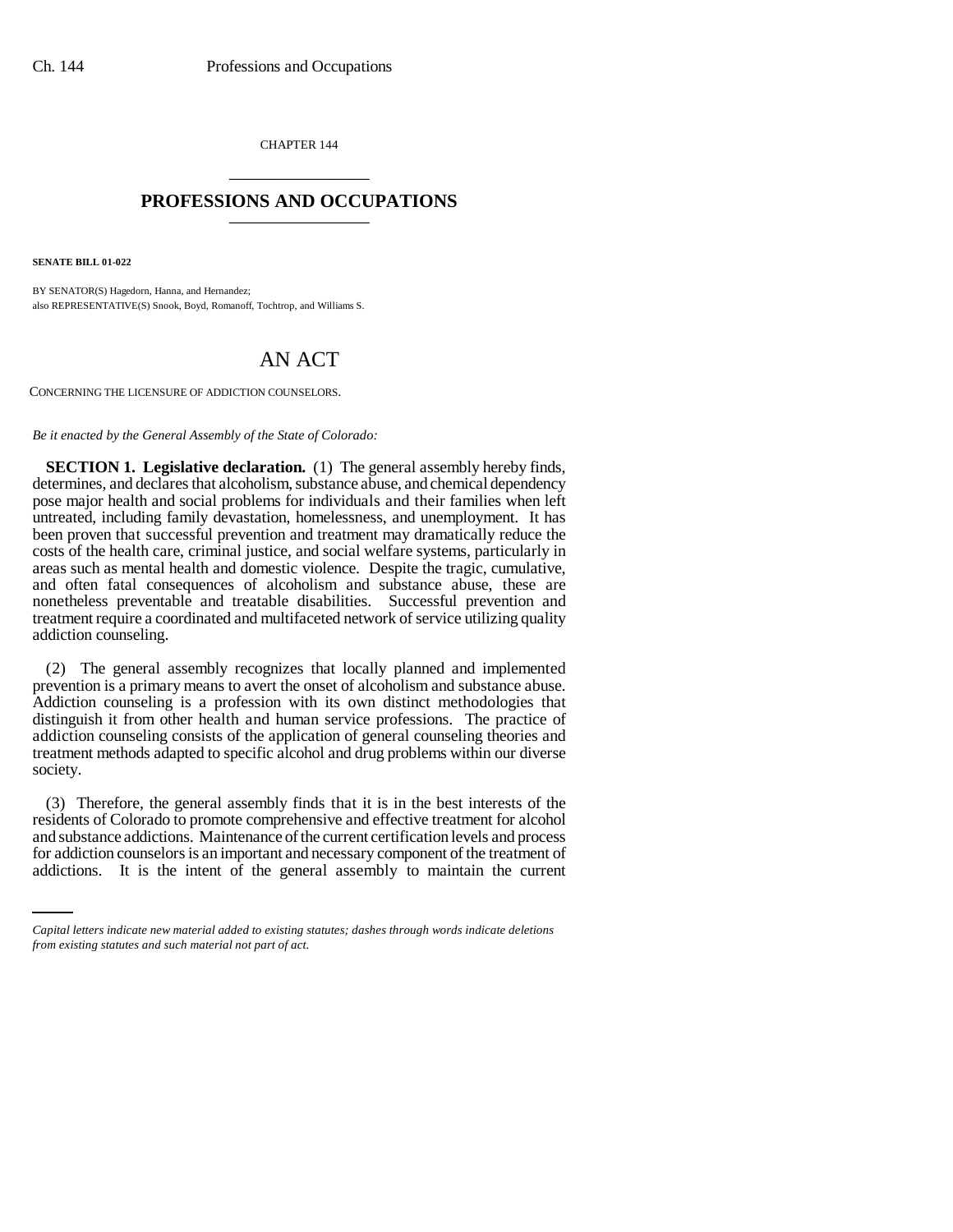CHAPTER 144

# PROFESSIONS AND OCCUPATIONS

**SENATE BILL 01-022**

BY SENATOR(S) Hagedorn, Hanna, and Hernandez;
also REPRESENTATIVE(S) Snook, Boyd, Romanoff, Tochtrop, and Williams S.

# AN ACT

CONCERNING THE LICENSURE OF ADDICTION COUNSELORS.

*Be it enacted by the General Assembly of the State of Colorado:*

**SECTION 1. Legislative declaration.** (1) The general assembly hereby finds, determines, and declares that alcoholism, substance abuse, and chemical dependency pose major health and social problems for individuals and their families when left untreated, including family devastation, homelessness, and unemployment. It has been proven that successful prevention and treatment may dramatically reduce the costs of the health care, criminal justice, and social welfare systems, particularly in areas such as mental health and domestic violence. Despite the tragic, cumulative, and often fatal consequences of alcoholism and substance abuse, these are nonetheless preventable and treatable disabilities. Successful prevention and treatment require a coordinated and multifaceted network of service utilizing quality addiction counseling.

(2) The general assembly recognizes that locally planned and implemented prevention is a primary means to avert the onset of alcoholism and substance abuse. Addiction counseling is a profession with its own distinct methodologies that distinguish it from other health and human service professions. The practice of addiction counseling consists of the application of general counseling theories and treatment methods adapted to specific alcohol and drug problems within our diverse society.

(3) Therefore, the general assembly finds that it is in the best interests of the residents of Colorado to promote comprehensive and effective treatment for alcohol and substance addictions. Maintenance of the current certification levels and process for addiction counselors is an important and necessary component of the treatment of addictions. It is the intent of the general assembly to maintain the current

*Capital letters indicate new material added to existing statutes; dashes through words indicate deletions from existing statutes and such material not part of act.*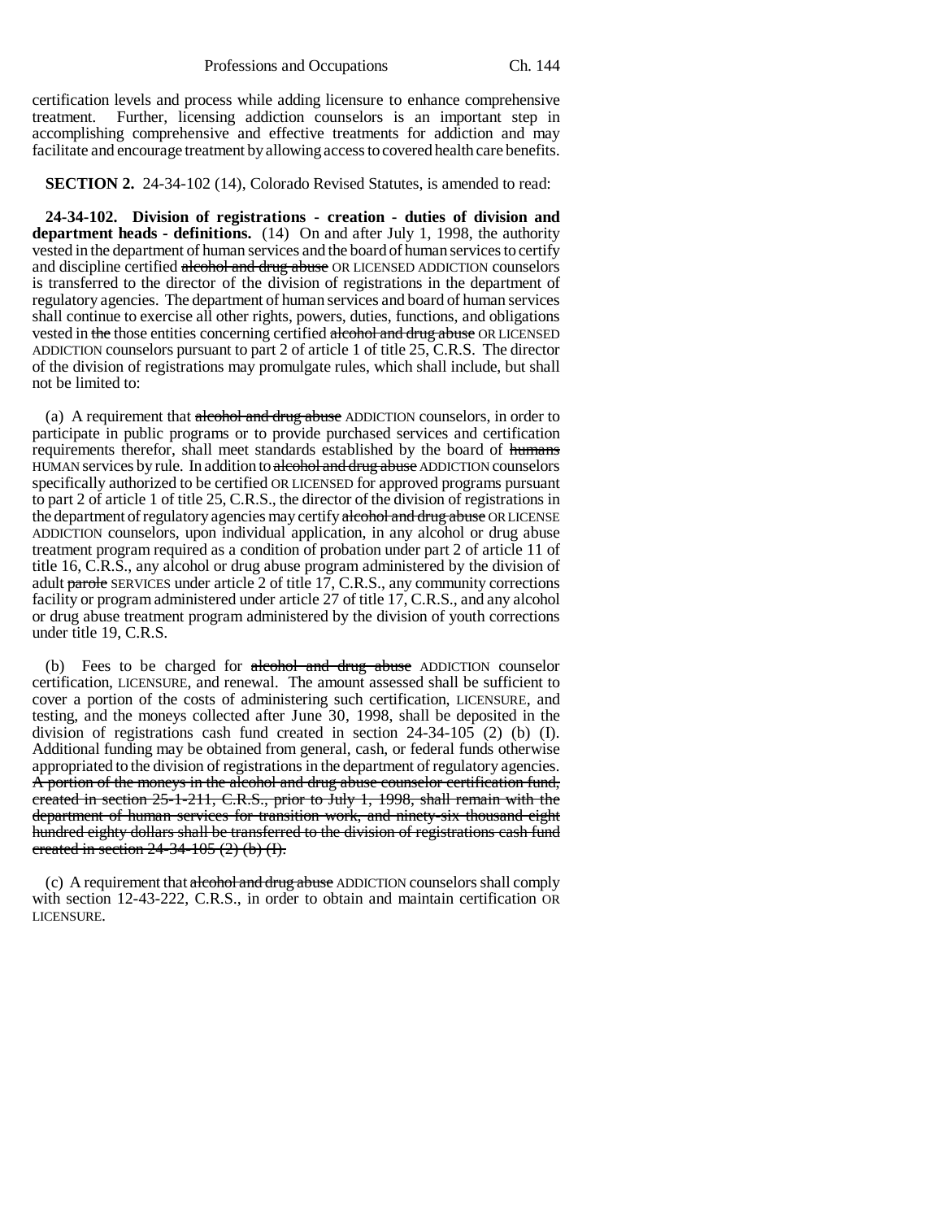certification levels and process while adding licensure to enhance comprehensive treatment. Further, licensing addiction counselors is an important step in accomplishing comprehensive and effective treatments for addiction and may facilitate and encourage treatment by allowing access to covered health care benefits.

**SECTION 2.** 24-34-102 (14), Colorado Revised Statutes, is amended to read:

**24-34-102. Division of registrations - creation - duties of division and department heads - definitions.** (14) On and after July 1, 1998, the authority vested in the department of human services and the board of human services to certify and discipline certified ~~alcohol and drug abuse~~ OR LICENSED ADDICTION counselors is transferred to the director of the division of registrations in the department of regulatory agencies. The department of human services and board of human services shall continue to exercise all other rights, powers, duties, functions, and obligations vested in ~~the~~ those entities concerning certified ~~alcohol and drug abuse~~ OR LICENSED ADDICTION counselors pursuant to part 2 of article 1 of title 25, C.R.S. The director of the division of registrations may promulgate rules, which shall include, but shall not be limited to:

(a) A requirement that ~~alcohol and drug abuse~~ ADDICTION counselors, in order to participate in public programs or to provide purchased services and certification requirements therefor, shall meet standards established by the board of ~~humans~~ HUMAN services by rule. In addition to ~~alcohol and drug abuse~~ ADDICTION counselors specifically authorized to be certified OR LICENSED for approved programs pursuant to part 2 of article 1 of title 25, C.R.S., the director of the division of registrations in the department of regulatory agencies may certify ~~alcohol and drug abuse~~ OR LICENSE ADDICTION counselors, upon individual application, in any alcohol or drug abuse treatment program required as a condition of probation under part 2 of article 11 of title 16, C.R.S., any alcohol or drug abuse program administered by the division of adult ~~parole~~ SERVICES under article 2 of title 17, C.R.S., any community corrections facility or program administered under article 27 of title 17, C.R.S., and any alcohol or drug abuse treatment program administered by the division of youth corrections under title 19, C.R.S.

(b) Fees to be charged for ~~alcohol and drug abuse~~ ADDICTION counselor certification, LICENSURE, and renewal. The amount assessed shall be sufficient to cover a portion of the costs of administering such certification, LICENSURE, and testing, and the moneys collected after June 30, 1998, shall be deposited in the division of registrations cash fund created in section 24-34-105 (2) (b) (I). Additional funding may be obtained from general, cash, or federal funds otherwise appropriated to the division of registrations in the department of regulatory agencies. ~~A portion of the moneys in the alcohol and drug abuse counselor certification fund, created in section 25-1-211, C.R.S., prior to July 1, 1998, shall remain with the department of human services for transition work, and ninety-six thousand eight hundred eighty dollars shall be transferred to the division of registrations cash fund created in section 24-34-105 (2) (b) (I).~~

(c) A requirement that ~~alcohol and drug abuse~~ ADDICTION counselors shall comply with section 12-43-222, C.R.S., in order to obtain and maintain certification OR LICENSURE.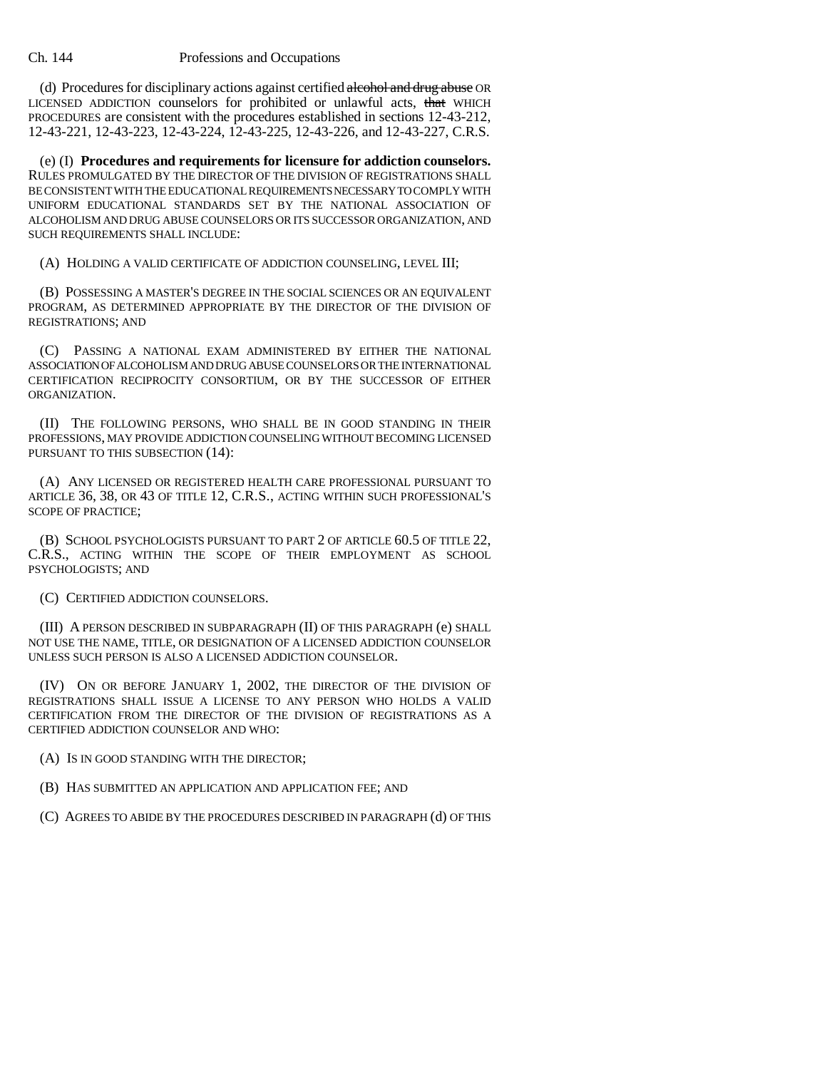(d) Procedures for disciplinary actions against certified ~~alcohol and drug abuse~~ OR LICENSED ADDICTION counselors for prohibited or unlawful acts, ~~that~~ WHICH PROCEDURES are consistent with the procedures established in sections 12-43-212, 12-43-221, 12-43-223, 12-43-224, 12-43-225, 12-43-226, and 12-43-227, C.R.S.

(e) (I) **Procedures and requirements for licensure for addiction counselors.** RULES PROMULGATED BY THE DIRECTOR OF THE DIVISION OF REGISTRATIONS SHALL BE CONSISTENT WITH THE EDUCATIONAL REQUIREMENTS NECESSARY TO COMPLY WITH UNIFORM EDUCATIONAL STANDARDS SET BY THE NATIONAL ASSOCIATION OF ALCOHOLISM AND DRUG ABUSE COUNSELORS OR ITS SUCCESSOR ORGANIZATION, AND SUCH REQUIREMENTS SHALL INCLUDE:

(A) HOLDING A VALID CERTIFICATE OF ADDICTION COUNSELING, LEVEL III;

(B) POSSESSING A MASTER'S DEGREE IN THE SOCIAL SCIENCES OR AN EQUIVALENT PROGRAM, AS DETERMINED APPROPRIATE BY THE DIRECTOR OF THE DIVISION OF REGISTRATIONS; AND

(C) PASSING A NATIONAL EXAM ADMINISTERED BY EITHER THE NATIONAL ASSOCIATION OF ALCOHOLISM AND DRUG ABUSE COUNSELORS OR THE INTERNATIONAL CERTIFICATION RECIPROCITY CONSORTIUM, OR BY THE SUCCESSOR OF EITHER ORGANIZATION.

(II) THE FOLLOWING PERSONS, WHO SHALL BE IN GOOD STANDING IN THEIR PROFESSIONS, MAY PROVIDE ADDICTION COUNSELING WITHOUT BECOMING LICENSED PURSUANT TO THIS SUBSECTION (14):

(A) ANY LICENSED OR REGISTERED HEALTH CARE PROFESSIONAL PURSUANT TO ARTICLE 36, 38, OR 43 OF TITLE 12, C.R.S., ACTING WITHIN SUCH PROFESSIONAL'S SCOPE OF PRACTICE;

(B) SCHOOL PSYCHOLOGISTS PURSUANT TO PART 2 OF ARTICLE 60.5 OF TITLE 22, C.R.S., ACTING WITHIN THE SCOPE OF THEIR EMPLOYMENT AS SCHOOL PSYCHOLOGISTS; AND

(C) CERTIFIED ADDICTION COUNSELORS.

(III) A PERSON DESCRIBED IN SUBPARAGRAPH (II) OF THIS PARAGRAPH (e) SHALL NOT USE THE NAME, TITLE, OR DESIGNATION OF A LICENSED ADDICTION COUNSELOR UNLESS SUCH PERSON IS ALSO A LICENSED ADDICTION COUNSELOR.

(IV) ON OR BEFORE JANUARY 1, 2002, THE DIRECTOR OF THE DIVISION OF REGISTRATIONS SHALL ISSUE A LICENSE TO ANY PERSON WHO HOLDS A VALID CERTIFICATION FROM THE DIRECTOR OF THE DIVISION OF REGISTRATIONS AS A CERTIFIED ADDICTION COUNSELOR AND WHO:

(A) IS IN GOOD STANDING WITH THE DIRECTOR;

(B) HAS SUBMITTED AN APPLICATION AND APPLICATION FEE; AND

(C) AGREES TO ABIDE BY THE PROCEDURES DESCRIBED IN PARAGRAPH (d) OF THIS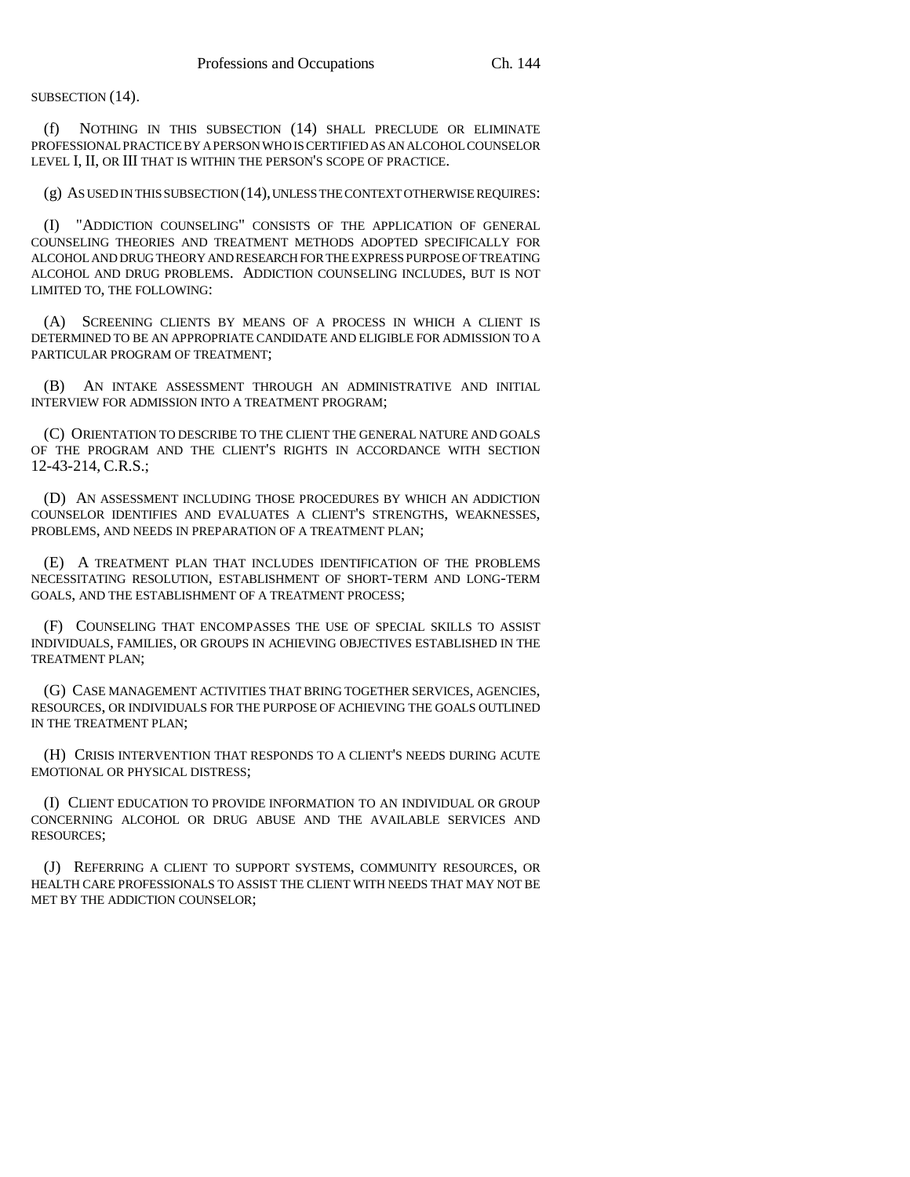SUBSECTION (14).

(f) NOTHING IN THIS SUBSECTION (14) SHALL PRECLUDE OR ELIMINATE PROFESSIONAL PRACTICE BY A PERSON WHO IS CERTIFIED AS AN ALCOHOL COUNSELOR LEVEL I, II, OR III THAT IS WITHIN THE PERSON'S SCOPE OF PRACTICE.

(g) AS USED IN THIS SUBSECTION (14), UNLESS THE CONTEXT OTHERWISE REQUIRES:

(I) "ADDICTION COUNSELING" CONSISTS OF THE APPLICATION OF GENERAL COUNSELING THEORIES AND TREATMENT METHODS ADOPTED SPECIFICALLY FOR ALCOHOL AND DRUG THEORY AND RESEARCH FOR THE EXPRESS PURPOSE OF TREATING ALCOHOL AND DRUG PROBLEMS. ADDICTION COUNSELING INCLUDES, BUT IS NOT LIMITED TO, THE FOLLOWING:

(A) SCREENING CLIENTS BY MEANS OF A PROCESS IN WHICH A CLIENT IS DETERMINED TO BE AN APPROPRIATE CANDIDATE AND ELIGIBLE FOR ADMISSION TO A PARTICULAR PROGRAM OF TREATMENT;

(B) AN INTAKE ASSESSMENT THROUGH AN ADMINISTRATIVE AND INITIAL INTERVIEW FOR ADMISSION INTO A TREATMENT PROGRAM;

(C) ORIENTATION TO DESCRIBE TO THE CLIENT THE GENERAL NATURE AND GOALS OF THE PROGRAM AND THE CLIENT'S RIGHTS IN ACCORDANCE WITH SECTION 12-43-214, C.R.S.;

(D) AN ASSESSMENT INCLUDING THOSE PROCEDURES BY WHICH AN ADDICTION COUNSELOR IDENTIFIES AND EVALUATES A CLIENT'S STRENGTHS, WEAKNESSES, PROBLEMS, AND NEEDS IN PREPARATION OF A TREATMENT PLAN;

(E) A TREATMENT PLAN THAT INCLUDES IDENTIFICATION OF THE PROBLEMS NECESSITATING RESOLUTION, ESTABLISHMENT OF SHORT-TERM AND LONG-TERM GOALS, AND THE ESTABLISHMENT OF A TREATMENT PROCESS;

(F) COUNSELING THAT ENCOMPASSES THE USE OF SPECIAL SKILLS TO ASSIST INDIVIDUALS, FAMILIES, OR GROUPS IN ACHIEVING OBJECTIVES ESTABLISHED IN THE TREATMENT PLAN;

(G) CASE MANAGEMENT ACTIVITIES THAT BRING TOGETHER SERVICES, AGENCIES, RESOURCES, OR INDIVIDUALS FOR THE PURPOSE OF ACHIEVING THE GOALS OUTLINED IN THE TREATMENT PLAN;

(H) CRISIS INTERVENTION THAT RESPONDS TO A CLIENT'S NEEDS DURING ACUTE EMOTIONAL OR PHYSICAL DISTRESS;

(I) CLIENT EDUCATION TO PROVIDE INFORMATION TO AN INDIVIDUAL OR GROUP CONCERNING ALCOHOL OR DRUG ABUSE AND THE AVAILABLE SERVICES AND RESOURCES;

(J) REFERRING A CLIENT TO SUPPORT SYSTEMS, COMMUNITY RESOURCES, OR HEALTH CARE PROFESSIONALS TO ASSIST THE CLIENT WITH NEEDS THAT MAY NOT BE MET BY THE ADDICTION COUNSELOR;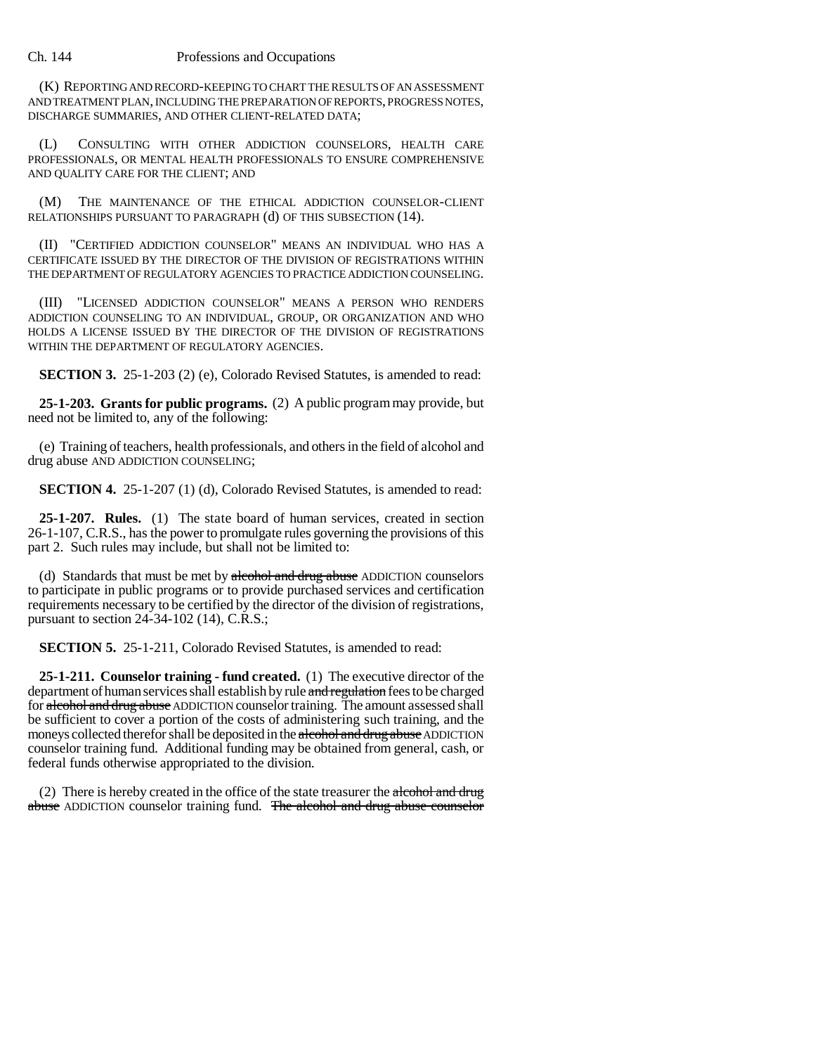(K) REPORTING AND RECORD-KEEPING TO CHART THE RESULTS OF AN ASSESSMENT AND TREATMENT PLAN, INCLUDING THE PREPARATION OF REPORTS, PROGRESS NOTES, DISCHARGE SUMMARIES, AND OTHER CLIENT-RELATED DATA;

(L) CONSULTING WITH OTHER ADDICTION COUNSELORS, HEALTH CARE PROFESSIONALS, OR MENTAL HEALTH PROFESSIONALS TO ENSURE COMPREHENSIVE AND QUALITY CARE FOR THE CLIENT; AND

(M) THE MAINTENANCE OF THE ETHICAL ADDICTION COUNSELOR-CLIENT RELATIONSHIPS PURSUANT TO PARAGRAPH (d) OF THIS SUBSECTION (14).

(II) "CERTIFIED ADDICTION COUNSELOR" MEANS AN INDIVIDUAL WHO HAS A CERTIFICATE ISSUED BY THE DIRECTOR OF THE DIVISION OF REGISTRATIONS WITHIN THE DEPARTMENT OF REGULATORY AGENCIES TO PRACTICE ADDICTION COUNSELING.

(III) "LICENSED ADDICTION COUNSELOR" MEANS A PERSON WHO RENDERS ADDICTION COUNSELING TO AN INDIVIDUAL, GROUP, OR ORGANIZATION AND WHO HOLDS A LICENSE ISSUED BY THE DIRECTOR OF THE DIVISION OF REGISTRATIONS WITHIN THE DEPARTMENT OF REGULATORY AGENCIES.

**SECTION 3.** 25-1-203 (2) (e), Colorado Revised Statutes, is amended to read:

**25-1-203. Grants for public programs.** (2) A public program may provide, but need not be limited to, any of the following:

(e) Training of teachers, health professionals, and others in the field of alcohol and drug abuse AND ADDICTION COUNSELING;

**SECTION 4.** 25-1-207 (1) (d), Colorado Revised Statutes, is amended to read:

**25-1-207. Rules.** (1) The state board of human services, created in section 26-1-107, C.R.S., has the power to promulgate rules governing the provisions of this part 2. Such rules may include, but shall not be limited to:

(d) Standards that must be met by ~~alcohol and drug abuse~~ ADDICTION counselors to participate in public programs or to provide purchased services and certification requirements necessary to be certified by the director of the division of registrations, pursuant to section 24-34-102 (14), C.R.S.;

**SECTION 5.** 25-1-211, Colorado Revised Statutes, is amended to read:

**25-1-211. Counselor training - fund created.** (1) The executive director of the department of human services shall establish by rule ~~and regulation~~ fees to be charged for ~~alcohol and drug abuse~~ ADDICTION counselor training. The amount assessed shall be sufficient to cover a portion of the costs of administering such training, and the moneys collected therefor shall be deposited in the ~~alcohol and drug abuse~~ ADDICTION counselor training fund. Additional funding may be obtained from general, cash, or federal funds otherwise appropriated to the division.

(2) There is hereby created in the office of the state treasurer the ~~alcohol and drug abuse~~ ADDICTION counselor training fund. ~~The alcohol and drug abuse counselor~~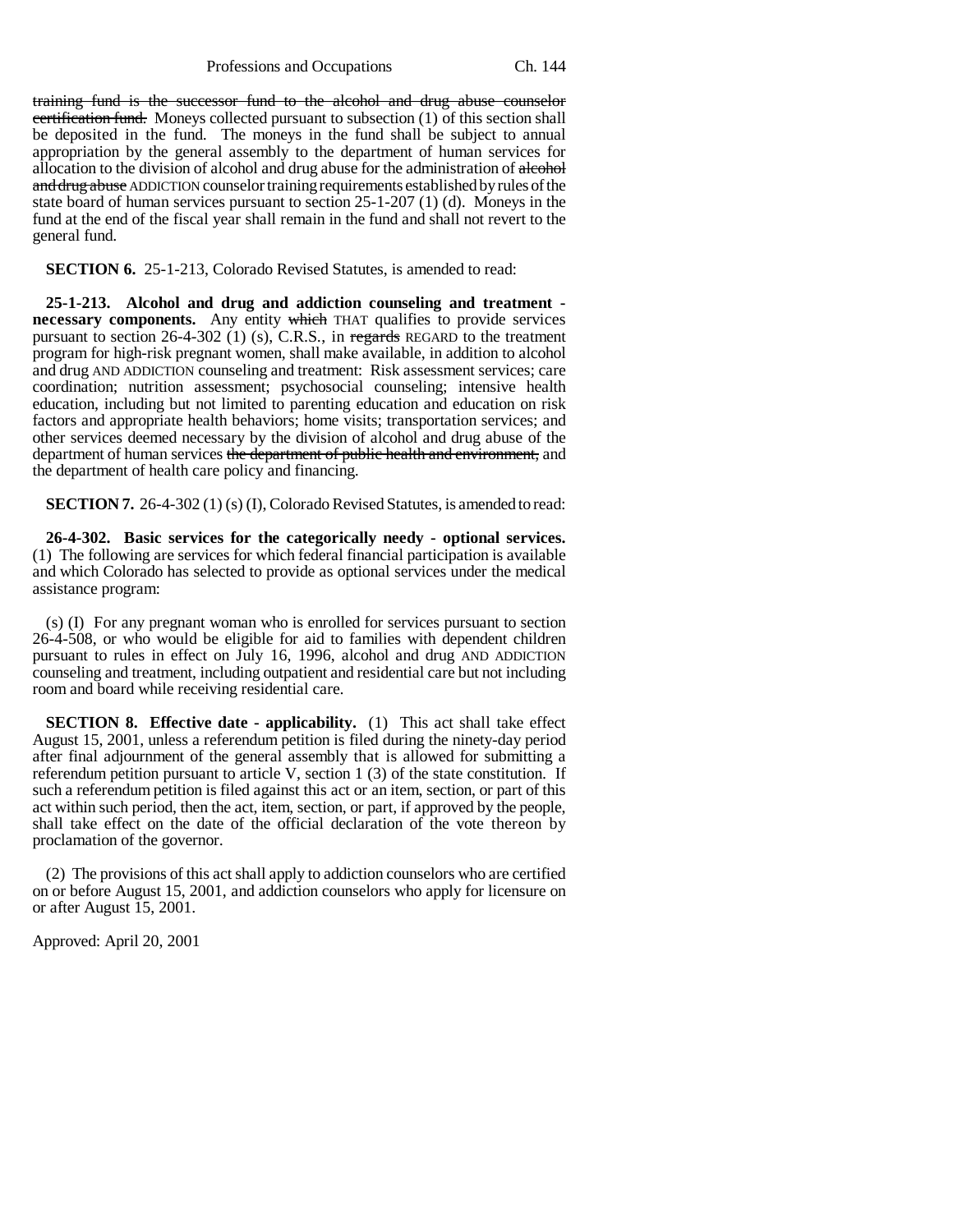training fund is the successor fund to the alcohol and drug abuse counselor certification fund. Moneys collected pursuant to subsection (1) of this section shall be deposited in the fund. The moneys in the fund shall be subject to annual appropriation by the general assembly to the department of human services for allocation to the division of alcohol and drug abuse for the administration of alcohol and drug abuse ADDICTION counselor training requirements established by rules of the state board of human services pursuant to section 25-1-207 (1) (d). Moneys in the fund at the end of the fiscal year shall remain in the fund and shall not revert to the general fund.

**SECTION 6.** 25-1-213, Colorado Revised Statutes, is amended to read:

**25-1-213. Alcohol and drug and addiction counseling and treatment - necessary components.** Any entity which THAT qualifies to provide services pursuant to section 26-4-302 (1) (s), C.R.S., in regards REGARD to the treatment program for high-risk pregnant women, shall make available, in addition to alcohol and drug AND ADDICTION counseling and treatment: Risk assessment services; care coordination; nutrition assessment; psychosocial counseling; intensive health education, including but not limited to parenting education and education on risk factors and appropriate health behaviors; home visits; transportation services; and other services deemed necessary by the division of alcohol and drug abuse of the department of human services the department of public health and environment, and the department of health care policy and financing.

**SECTION 7.** 26-4-302 (1) (s) (I), Colorado Revised Statutes, is amended to read:

**26-4-302. Basic services for the categorically needy - optional services.** (1) The following are services for which federal financial participation is available and which Colorado has selected to provide as optional services under the medical assistance program:

(s) (I) For any pregnant woman who is enrolled for services pursuant to section 26-4-508, or who would be eligible for aid to families with dependent children pursuant to rules in effect on July 16, 1996, alcohol and drug AND ADDICTION counseling and treatment, including outpatient and residential care but not including room and board while receiving residential care.

**SECTION 8. Effective date - applicability.** (1) This act shall take effect August 15, 2001, unless a referendum petition is filed during the ninety-day period after final adjournment of the general assembly that is allowed for submitting a referendum petition pursuant to article V, section 1 (3) of the state constitution. If such a referendum petition is filed against this act or an item, section, or part of this act within such period, then the act, item, section, or part, if approved by the people, shall take effect on the date of the official declaration of the vote thereon by proclamation of the governor.

(2) The provisions of this act shall apply to addiction counselors who are certified on or before August 15, 2001, and addiction counselors who apply for licensure on or after August 15, 2001.

Approved: April 20, 2001